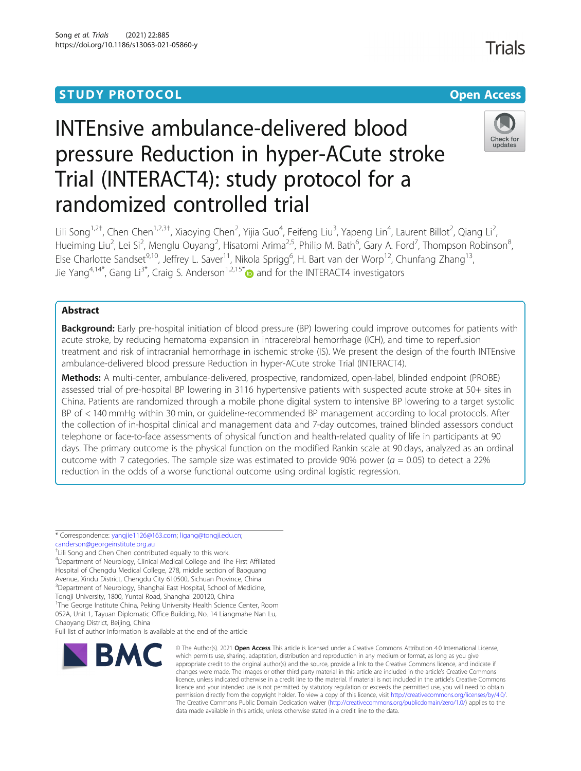STUDY PROTOCOL

Open Access

# INTEnsive ambulance-delivered blood pressure Reduction in hyper-ACute stroke Trial (INTERACT4): study protocol for a randomized controlled trial

Lili Song[1,2†], Chen Chen[1,2,3†], Xiaoying Chen[2], Yijia Guo[4], Feifeng Liu[3], Yapeng Lin[4], Laurent Billot[2], Qiang Li[2], Hueiming Liu[2], Lei Si[2], Menglu Ouyang[2], Hisatomi Arima[2,5], Philip M. Bath[6], Gary A. Ford[7], Thompson Robinson[8], Else Charlotte Sandset[9,10], Jeffrey L. Saver[11], Nikola Sprigg[6], H. Bart van der Worp[12], Chunfang Zhang[13], Jie Yang[4,14*], Gang Li[3*], Craig S. Anderson[1,2,15*] and for the INTERACT4 investigators

## Abstract

**Background:** Early pre-hospital initiation of blood pressure (BP) lowering could improve outcomes for patients with acute stroke, by reducing hematoma expansion in intracerebral hemorrhage (ICH), and time to reperfusion treatment and risk of intracranial hemorrhage in ischemic stroke (IS). We present the design of the fourth INTEnsive ambulance-delivered blood pressure Reduction in hyper-ACute stroke Trial (INTERACT4).

**Methods:** A multi-center, ambulance-delivered, prospective, randomized, open-label, blinded endpoint (PROBE) assessed trial of pre-hospital BP lowering in 3116 hypertensive patients with suspected acute stroke at 50+ sites in China. Patients are randomized through a mobile phone digital system to intensive BP lowering to a target systolic BP of < 140 mmHg within 30 min, or guideline-recommended BP management according to local protocols. After the collection of in-hospital clinical and management data and 7-day outcomes, trained blinded assessors conduct telephone or face-to-face assessments of physical function and health-related quality of life in participants at 90 days. The primary outcome is the physical function on the modified Rankin scale at 90 days, analyzed as an ordinal outcome with 7 categories. The sample size was estimated to provide 90% power ($\alpha = 0.05$) to detect a 22% reduction in the odds of a worse functional outcome using ordinal logistic regression.

\* Correspondence: yangjie1126@163.com; ligang@tongji.edu.cn; canderson@georgeinstitute.org.au

†Lili Song and Chen Chen contributed equally to this work.

[4]Department of Neurology, Clinical Medical College and The First Affiliated Hospital of Chengdu Medical College, 278, middle section of Baoguang Avenue, Xindu District, Chengdu City 610500, Sichuan Province, China

[3]Department of Neurology, Shanghai East Hospital, School of Medicine, Tongji University, 1800, Yuntai Road, Shanghai 200120, China

[1]The George Institute China, Peking University Health Science Center, Room 052A, Unit 1, Tayuan Diplomatic Office Building, No. 14 Liangmahe Nan Lu, Chaoyang District, Beijing, China

Full list of author information is available at the end of the article

© The Author(s). 2021 **Open Access** This article is licensed under a Creative Commons Attribution 4.0 International License, which permits use, sharing, adaptation, distribution and reproduction in any medium or format, as long as you give appropriate credit to the original author(s) and the source, provide a link to the Creative Commons licence, and indicate if changes were made. The images or other third party material in this article are included in the article's Creative Commons licence, unless indicated otherwise in a credit line to the material. If material is not included in the article's Creative Commons licence and your intended use is not permitted by statutory regulation or exceeds the permitted use, you will need to obtain permission directly from the copyright holder. To view a copy of this licence, visit http://creativecommons.org/licenses/by/4.0/. The Creative Commons Public Domain Dedication waiver (http://creativecommons.org/publicdomain/zero/1.0/) applies to the data made available in this article, unless otherwise stated in a credit line to the data.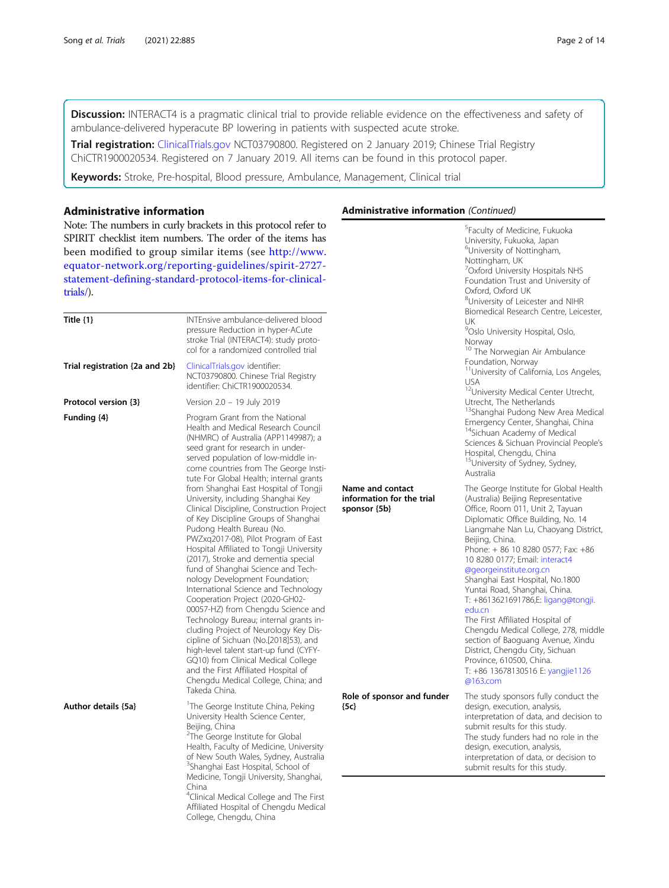**Discussion:** INTERACT4 is a pragmatic clinical trial to provide reliable evidence on the effectiveness and safety of ambulance-delivered hyperacute BP lowering in patients with suspected acute stroke.

**Trial registration:** ClinicalTrials.gov NCT03790800. Registered on 2 January 2019; Chinese Trial Registry ChiCTR1900020534. Registered on 7 January 2019. All items can be found in this protocol paper.

**Keywords:** Stroke, Pre-hospital, Blood pressure, Ambulance, Management, Clinical trial

## Administrative information

Note: The numbers in curly brackets in this protocol refer to SPIRIT checklist item numbers. The order of the items has been modified to group similar items (see http://www.equator-network.org/reporting-guidelines/spirit-2727-statement-defining-standard-protocol-items-for-clinical-trials/).

| | |
|---|---|
| **Title {1}** | INTEnsive ambulance-delivered blood pressure Reduction in hyper-ACute stroke Trial (INTERACT4): study protocol for a randomized controlled trial |
| **Trial registration {2a and 2b}** | ClinicalTrials.gov identifier: NCT03790800. Chinese Trial Registry identifier: ChiCTR1900020534. |
| **Protocol version {3}** | Version 2.0 – 19 July 2019 |
| **Funding {4}** | Program Grant from the National Health and Medical Research Council (NHMRC) of Australia (APP1149987); a seed grant for research in under-served population of low-middle income countries from The George Institute For Global Health; internal grants from Shanghai East Hospital of Tongji University, including Shanghai Key Clinical Discipline, Construction Project of Key Discipline Groups of Shanghai Pudong Health Bureau (No. PWZxq2017-08), Pilot Program of East Hospital Affiliated to Tongji University (2017), Stroke and dementia special fund of Shanghai Science and Technology Development Foundation; International Science and Technology Cooperation Project (2020-GH02-00057-HZ) from Chengdu Science and Technology Bureau; internal grants including Project of Neurology Key Discipline of Sichuan (No.[2018]53), and high-level talent start-up fund (CYFY-GQ10) from Clinical Medical College and the First Affiliated Hospital of Chengdu Medical College, China; and Takeda China. |
| **Author details {5a}** | [1]The George Institute China, Peking University Health Science Center, Beijing, China<br>[2]The George Institute for Global Health, Faculty of Medicine, University of New South Wales, Sydney, Australia<br>[3]Shanghai East Hospital, School of Medicine, Tongji University, Shanghai, China<br>[4]Clinical Medical College and The First Affiliated Hospital of Chengdu Medical College, Chengdu, China<br>[5]Faculty of Medicine, Fukuoka University, Fukuoka, Japan<br>[6]University of Nottingham, Nottingham, UK<br>[7]Oxford University Hospitals NHS Foundation Trust and University of Oxford, Oxford UK<br>[8]University of Leicester and NIHR Biomedical Research Centre, Leicester, UK<br>[9]Oslo University Hospital, Oslo, Norway<br>[10] The Norwegian Air Ambulance Foundation, Norway<br>[11]University of California, Los Angeles, USA<br>[12]University Medical Center Utrecht, Utrecht, The Netherlands<br>[13]Shanghai Pudong New Area Medical Emergency Center, Shanghai, China<br>[14]Sichuan Academy of Medical Sciences & Sichuan Provincial People's Hospital, Chengdu, China<br>[15]University of Sydney, Sydney, Australia |
| **Name and contact information for the trial sponsor {5b}** | The George Institute for Global Health (Australia) Beijing Representative Office, Room 011, Unit 2, Tayuan Diplomatic Office Building, No. 14 Liangmahe Nan Lu, Chaoyang District, Beijing, China.<br>Phone: + 86 10 8280 0577; Fax: +86 10 8280 0177; Email: interact4@georgeinstitute.org.cn<br>Shanghai East Hospital, No.1800 Yuntai Road, Shanghai, China.<br>T: +8613621691786,E: ligang@tongji.edu.cn<br>The First Affiliated Hospital of Chengdu Medical College, 278, middle section of Baoguang Avenue, Xindu District, Chengdu City, Sichuan Province, 610500, China.<br>T: +86 13678130516 E: yangjie1126@163.com |
| **Role of sponsor and funder {5c}** | The study sponsors fully conduct the design, execution, analysis, interpretation of data, and decision to submit results for this study.<br>The study funders had no role in the design, execution, analysis, interpretation of data, or decision to submit results for this study. |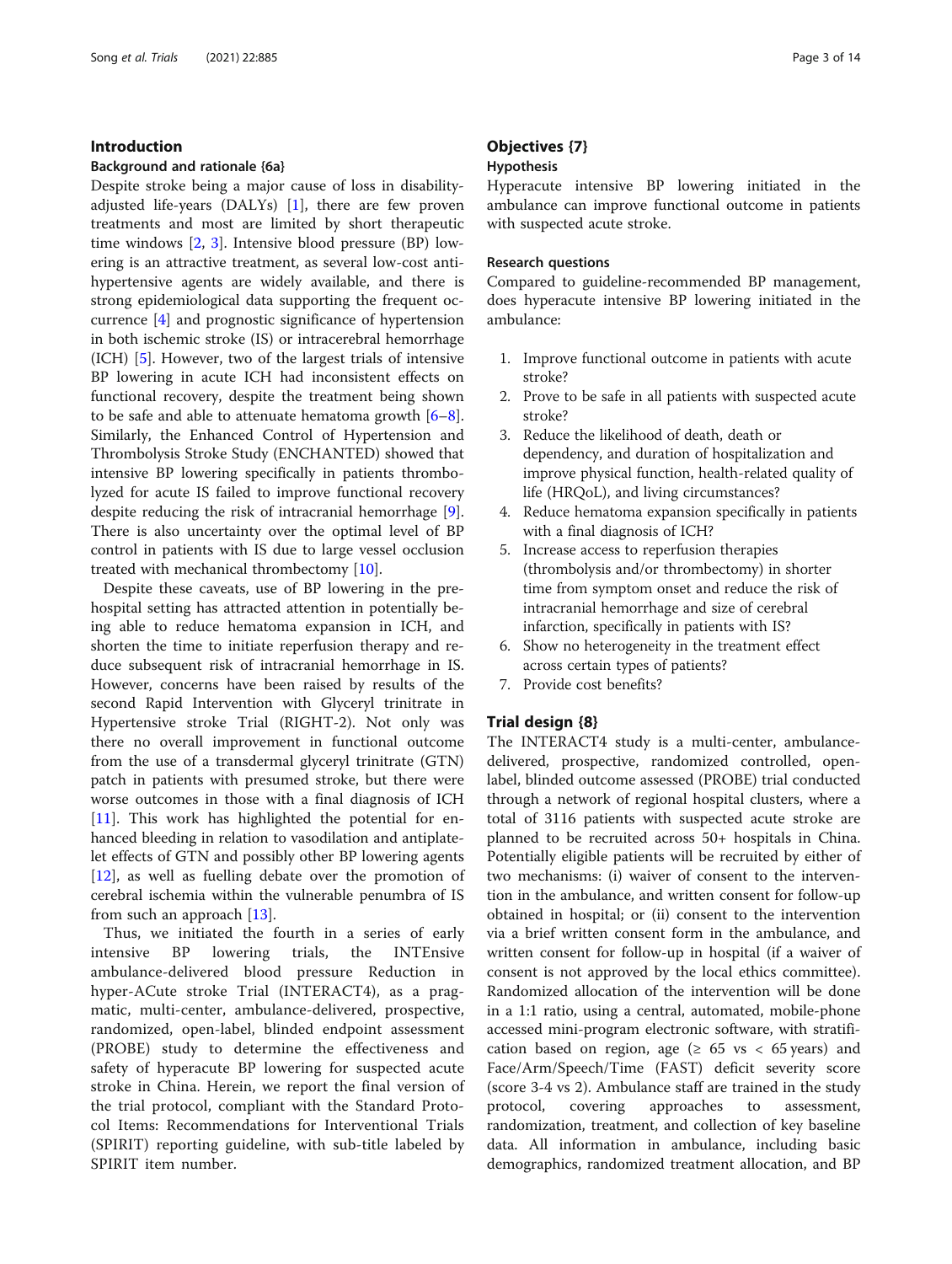## Introduction

### Background and rationale {6a}

Despite stroke being a major cause of loss in disability-adjusted life-years (DALYs) [1], there are few proven treatments and most are limited by short therapeutic time windows [2, 3]. Intensive blood pressure (BP) lowering is an attractive treatment, as several low-cost anti-hypertensive agents are widely available, and there is strong epidemiological data supporting the frequent occurrence [4] and prognostic significance of hypertension in both ischemic stroke (IS) or intracerebral hemorrhage (ICH) [5]. However, two of the largest trials of intensive BP lowering in acute ICH had inconsistent effects on functional recovery, despite the treatment being shown to be safe and able to attenuate hematoma growth [6–8]. Similarly, the Enhanced Control of Hypertension and Thrombolysis Stroke Study (ENCHANTED) showed that intensive BP lowering specifically in patients thrombolyzed for acute IS failed to improve functional recovery despite reducing the risk of intracranial hemorrhage [9]. There is also uncertainty over the optimal level of BP control in patients with IS due to large vessel occlusion treated with mechanical thrombectomy [10].

Despite these caveats, use of BP lowering in the pre-hospital setting has attracted attention in potentially being able to reduce hematoma expansion in ICH, and shorten the time to initiate reperfusion therapy and reduce subsequent risk of intracranial hemorrhage in IS. However, concerns have been raised by results of the second Rapid Intervention with Glyceryl trinitrate in Hypertensive stroke Trial (RIGHT-2). Not only was there no overall improvement in functional outcome from the use of a transdermal glyceryl trinitrate (GTN) patch in patients with presumed stroke, but there were worse outcomes in those with a final diagnosis of ICH [11]. This work has highlighted the potential for enhanced bleeding in relation to vasodilation and antiplatelet effects of GTN and possibly other BP lowering agents [12], as well as fuelling debate over the promotion of cerebral ischemia within the vulnerable penumbra of IS from such an approach [13].

Thus, we initiated the fourth in a series of early intensive BP lowering trials, the INTEnsive ambulance-delivered blood pressure Reduction in hyper-ACute stroke Trial (INTERACT4), as a pragmatic, multi-center, ambulance-delivered, prospective, randomized, open-label, blinded endpoint assessment (PROBE) study to determine the effectiveness and safety of hyperacute BP lowering for suspected acute stroke in China. Herein, we report the final version of the trial protocol, compliant with the Standard Protocol Items: Recommendations for Interventional Trials (SPIRIT) reporting guideline, with sub-title labeled by SPIRIT item number.

## Objectives {7}

### Hypothesis

Hyperacute intensive BP lowering initiated in the ambulance can improve functional outcome in patients with suspected acute stroke.

### Research questions

Compared to guideline-recommended BP management, does hyperacute intensive BP lowering initiated in the ambulance:

1. Improve functional outcome in patients with acute stroke?
2. Prove to be safe in all patients with suspected acute stroke?
3. Reduce the likelihood of death, death or dependency, and duration of hospitalization and improve physical function, health-related quality of life (HRQoL), and living circumstances?
4. Reduce hematoma expansion specifically in patients with a final diagnosis of ICH?
5. Increase access to reperfusion therapies (thrombolysis and/or thrombectomy) in shorter time from symptom onset and reduce the risk of intracranial hemorrhage and size of cerebral infarction, specifically in patients with IS?
6. Show no heterogeneity in the treatment effect across certain types of patients?
7. Provide cost benefits?

## Trial design {8}

The INTERACT4 study is a multi-center, ambulance-delivered, prospective, randomized controlled, open-label, blinded outcome assessed (PROBE) trial conducted through a network of regional hospital clusters, where a total of 3116 patients with suspected acute stroke are planned to be recruited across 50+ hospitals in China. Potentially eligible patients will be recruited by either of two mechanisms: (i) waiver of consent to the intervention in the ambulance, and written consent for follow-up obtained in hospital; or (ii) consent to the intervention via a brief written consent form in the ambulance, and written consent for follow-up in hospital (if a waiver of consent is not approved by the local ethics committee). Randomized allocation of the intervention will be done in a 1:1 ratio, using a central, automated, mobile-phone accessed mini-program electronic software, with stratification based on region, age (≥ 65 vs < 65 years) and Face/Arm/Speech/Time (FAST) deficit severity score (score 3-4 vs 2). Ambulance staff are trained in the study protocol, covering approaches to assessment, randomization, treatment, and collection of key baseline data. All information in ambulance, including basic demographics, randomized treatment allocation, and BP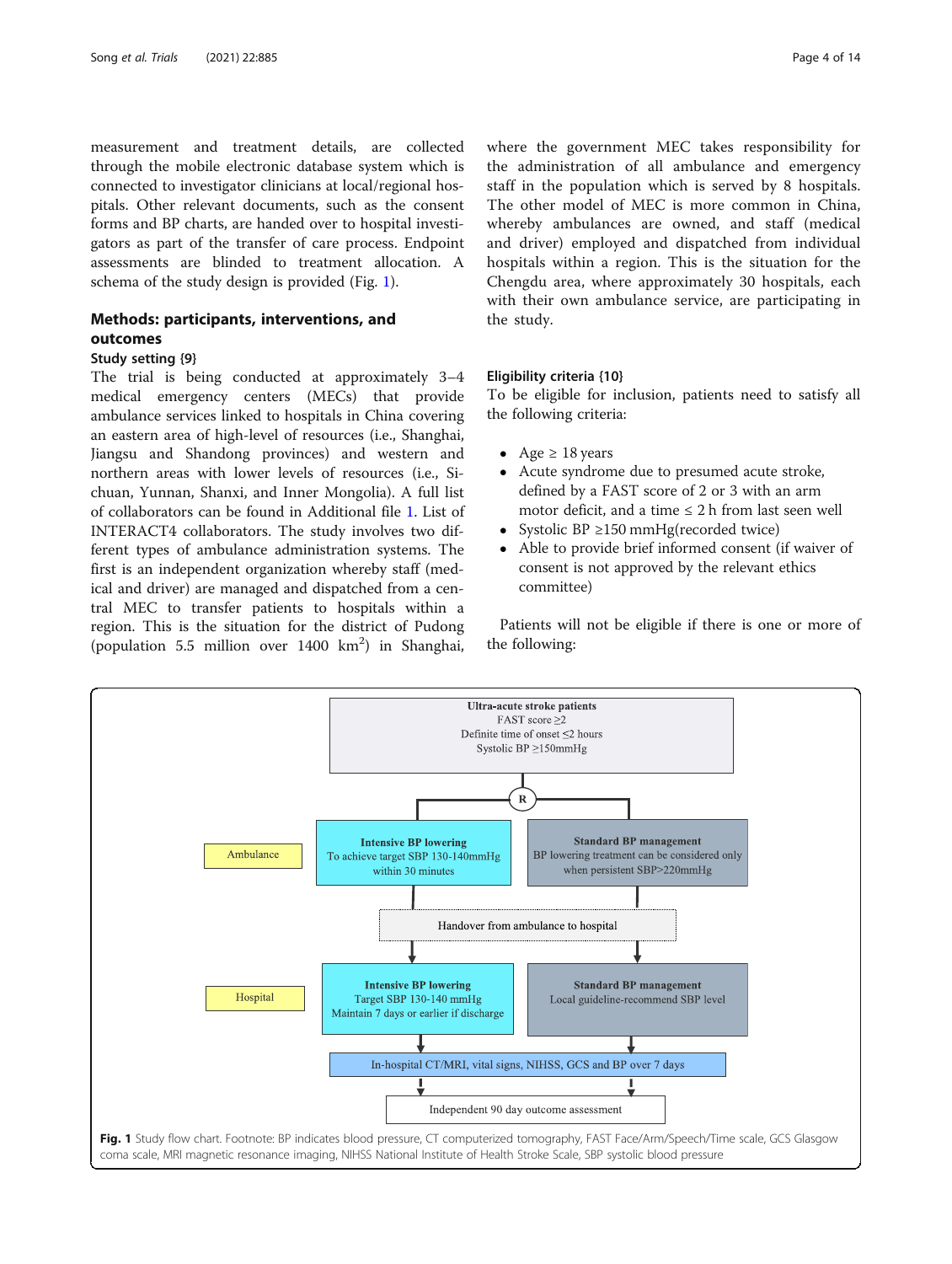measurement and treatment details, are collected through the mobile electronic database system which is connected to investigator clinicians at local/regional hospitals. Other relevant documents, such as the consent forms and BP charts, are handed over to hospital investigators as part of the transfer of care process. Endpoint assessments are blinded to treatment allocation. A schema of the study design is provided (Fig. 1).

## Methods: participants, interventions, and outcomes

### Study setting {9}

The trial is being conducted at approximately 3–4 medical emergency centers (MECs) that provide ambulance services linked to hospitals in China covering an eastern area of high-level of resources (i.e., Shanghai, Jiangsu and Shandong provinces) and western and northern areas with lower levels of resources (i.e., Sichuan, Yunnan, Shanxi, and Inner Mongolia). A full list of collaborators can be found in Additional file 1. List of INTERACT4 collaborators. The study involves two different types of ambulance administration systems. The first is an independent organization whereby staff (medical and driver) are managed and dispatched from a central MEC to transfer patients to hospitals within a region. This is the situation for the district of Pudong (population 5.5 million over 1400 km$^2$) in Shanghai, where the government MEC takes responsibility for the administration of all ambulance and emergency staff in the population which is served by 8 hospitals. The other model of MEC is more common in China, whereby ambulances are owned, and staff (medical and driver) employed and dispatched from individual hospitals within a region. This is the situation for the Chengdu area, where approximately 30 hospitals, each with their own ambulance service, are participating in the study.

### Eligibility criteria {10}

To be eligible for inclusion, patients need to satisfy all the following criteria:

- Age ≥ 18 years
- Acute syndrome due to presumed acute stroke, defined by a FAST score of 2 or 3 with an arm motor deficit, and a time ≤ 2 h from last seen well
- Systolic BP ≥150 mmHg(recorded twice)
- Able to provide brief informed consent (if waiver of consent is not approved by the relevant ethics committee)

Patients will not be eligible if there is one or more of the following:

**Ultra-acute stroke patients**
FAST score ≥2
Definite time of onset ≤2 hours
Systolic BP ≥150mmHg

R

| | Intensive BP lowering | Standard BP management |
|---|---|---|
| Ambulance | To achieve target SBP 130-140mmHg within 30 minutes | BP lowering treatment can be considered only when persistent SBP>220mmHg |
| | Handover from ambulance to hospital | |
| Hospital | Target SBP 130-140 mmHg; Maintain 7 days or earlier if discharge | Local guideline-recommend SBP level |

In-hospital CT/MRI, vital signs, NIHSS, GCS and BP over 7 days

Independent 90 day outcome assessment

**Fig. 1** Study flow chart. Footnote: BP indicates blood pressure, CT computerized tomography, FAST Face/Arm/Speech/Time scale, GCS Glasgow coma scale, MRI magnetic resonance imaging, NIHSS National Institute of Health Stroke Scale, SBP systolic blood pressure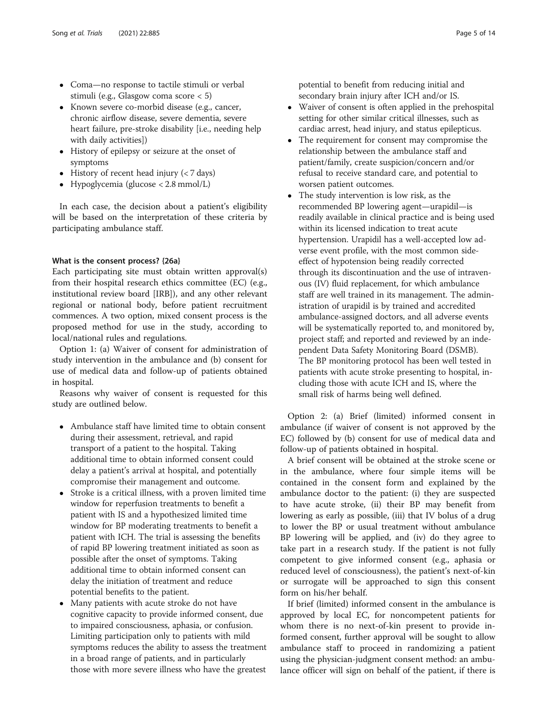- Coma—no response to tactile stimuli or verbal stimuli (e.g., Glasgow coma score < 5)
- Known severe co-morbid disease (e.g., cancer, chronic airflow disease, severe dementia, severe heart failure, pre-stroke disability [i.e., needing help with daily activities])
- History of epilepsy or seizure at the onset of symptoms
- History of recent head injury (< 7 days)
- Hypoglycemia (glucose < 2.8 mmol/L)

In each case, the decision about a patient's eligibility will be based on the interpretation of these criteria by participating ambulance staff.

#### What is the consent process? {26a}

Each participating site must obtain written approval(s) from their hospital research ethics committee (EC) (e.g., institutional review board [IRB]), and any other relevant regional or national body, before patient recruitment commences. A two option, mixed consent process is the proposed method for use in the study, according to local/national rules and regulations.

Option 1: (a) Waiver of consent for administration of study intervention in the ambulance and (b) consent for use of medical data and follow-up of patients obtained in hospital.

Reasons why waiver of consent is requested for this study are outlined below.

- Ambulance staff have limited time to obtain consent during their assessment, retrieval, and rapid transport of a patient to the hospital. Taking additional time to obtain informed consent could delay a patient's arrival at hospital, and potentially compromise their management and outcome.
- Stroke is a critical illness, with a proven limited time window for reperfusion treatments to benefit a patient with IS and a hypothesized limited time window for BP moderating treatments to benefit a patient with ICH. The trial is assessing the benefits of rapid BP lowering treatment initiated as soon as possible after the onset of symptoms. Taking additional time to obtain informed consent can delay the initiation of treatment and reduce potential benefits to the patient.
- Many patients with acute stroke do not have cognitive capacity to provide informed consent, due to impaired consciousness, aphasia, or confusion. Limiting participation only to patients with mild symptoms reduces the ability to assess the treatment in a broad range of patients, and in particularly those with more severe illness who have the greatest potential to benefit from reducing initial and secondary brain injury after ICH and/or IS.
- Waiver of consent is often applied in the prehospital setting for other similar critical illnesses, such as cardiac arrest, head injury, and status epilepticus.
- The requirement for consent may compromise the relationship between the ambulance staff and patient/family, create suspicion/concern and/or refusal to receive standard care, and potential to worsen patient outcomes.
- The study intervention is low risk, as the recommended BP lowering agent—urapidil—is readily available in clinical practice and is being used within its licensed indication to treat acute hypertension. Urapidil has a well-accepted low adverse event profile, with the most common side-effect of hypotension being readily corrected through its discontinuation and the use of intravenous (IV) fluid replacement, for which ambulance staff are well trained in its management. The administration of urapidil is by trained and accredited ambulance-assigned doctors, and all adverse events will be systematically reported to, and monitored by, project staff; and reported and reviewed by an independent Data Safety Monitoring Board (DSMB). The BP monitoring protocol has been well tested in patients with acute stroke presenting to hospital, including those with acute ICH and IS, where the small risk of harms being well defined.

Option 2: (a) Brief (limited) informed consent in ambulance (if waiver of consent is not approved by the EC) followed by (b) consent for use of medical data and follow-up of patients obtained in hospital.

A brief consent will be obtained at the stroke scene or in the ambulance, where four simple items will be contained in the consent form and explained by the ambulance doctor to the patient: (i) they are suspected to have acute stroke, (ii) their BP may benefit from lowering as early as possible, (iii) that IV bolus of a drug to lower the BP or usual treatment without ambulance BP lowering will be applied, and (iv) do they agree to take part in a research study. If the patient is not fully competent to give informed consent (e.g., aphasia or reduced level of consciousness), the patient's next-of-kin or surrogate will be approached to sign this consent form on his/her behalf.

If brief (limited) informed consent in the ambulance is approved by local EC, for noncompetent patients for whom there is no next-of-kin present to provide informed consent, further approval will be sought to allow ambulance staff to proceed in randomizing a patient using the physician-judgment consent method: an ambulance officer will sign on behalf of the patient, if there is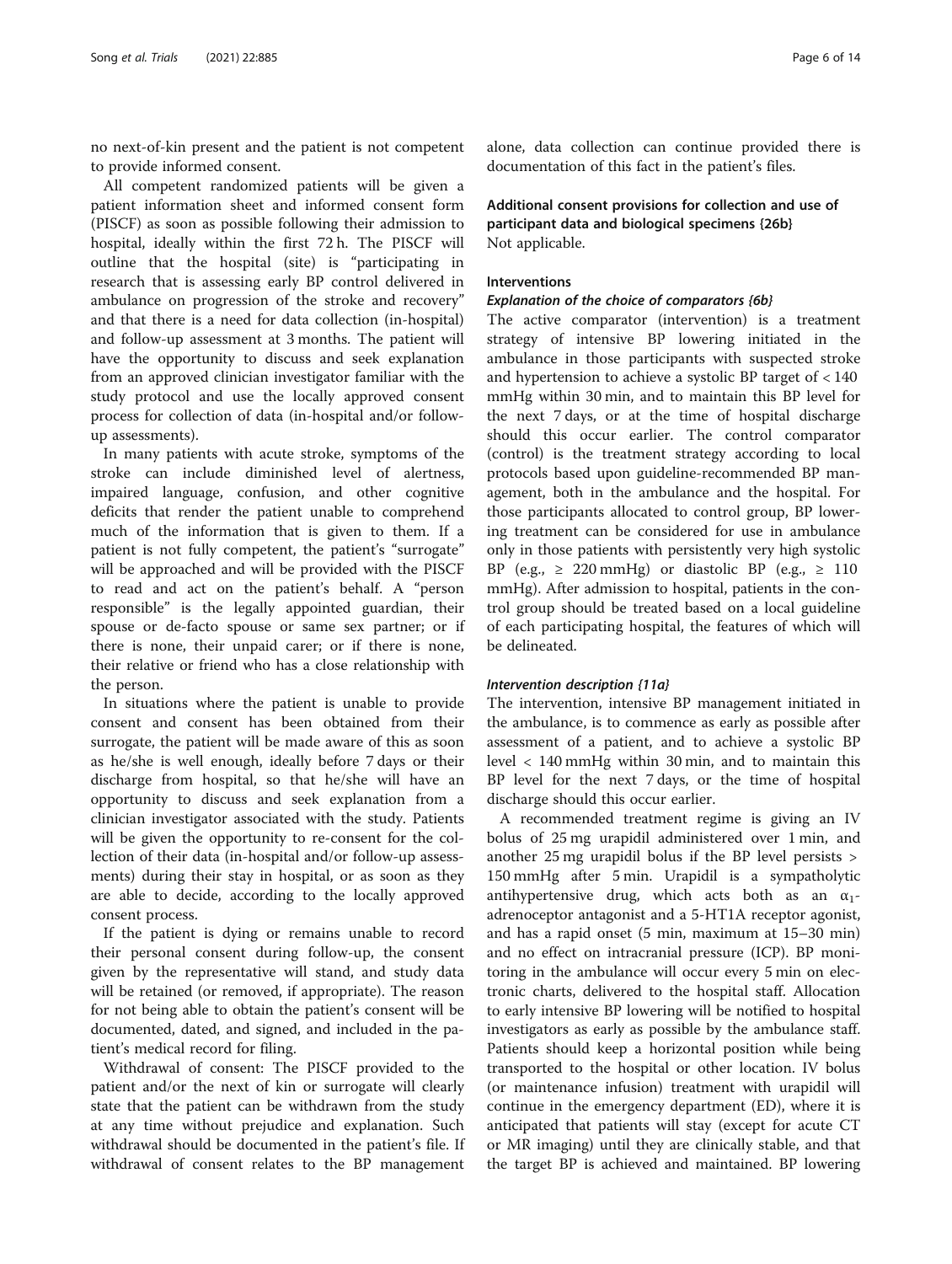no next-of-kin present and the patient is not competent to provide informed consent.

All competent randomized patients will be given a patient information sheet and informed consent form (PISCF) as soon as possible following their admission to hospital, ideally within the first 72 h. The PISCF will outline that the hospital (site) is "participating in research that is assessing early BP control delivered in ambulance on progression of the stroke and recovery" and that there is a need for data collection (in-hospital) and follow-up assessment at 3 months. The patient will have the opportunity to discuss and seek explanation from an approved clinician investigator familiar with the study protocol and use the locally approved consent process for collection of data (in-hospital and/or follow-up assessments).

In many patients with acute stroke, symptoms of the stroke can include diminished level of alertness, impaired language, confusion, and other cognitive deficits that render the patient unable to comprehend much of the information that is given to them. If a patient is not fully competent, the patient's "surrogate" will be approached and will be provided with the PISCF to read and act on the patient's behalf. A "person responsible" is the legally appointed guardian, their spouse or de-facto spouse or same sex partner; or if there is none, their unpaid carer; or if there is none, their relative or friend who has a close relationship with the person.

In situations where the patient is unable to provide consent and consent has been obtained from their surrogate, the patient will be made aware of this as soon as he/she is well enough, ideally before 7 days or their discharge from hospital, so that he/she will have an opportunity to discuss and seek explanation from a clinician investigator associated with the study. Patients will be given the opportunity to re-consent for the collection of their data (in-hospital and/or follow-up assessments) during their stay in hospital, or as soon as they are able to decide, according to the locally approved consent process.

If the patient is dying or remains unable to record their personal consent during follow-up, the consent given by the representative will stand, and study data will be retained (or removed, if appropriate). The reason for not being able to obtain the patient's consent will be documented, dated, and signed, and included in the patient's medical record for filing.

Withdrawal of consent: The PISCF provided to the patient and/or the next of kin or surrogate will clearly state that the patient can be withdrawn from the study at any time without prejudice and explanation. Such withdrawal should be documented in the patient's file. If withdrawal of consent relates to the BP management alone, data collection can continue provided there is documentation of this fact in the patient's files.

### Additional consent provisions for collection and use of participant data and biological specimens {26b}

Not applicable.

### Interventions

#### *Explanation of the choice of comparators {6b}*

The active comparator (intervention) is a treatment strategy of intensive BP lowering initiated in the ambulance in those participants with suspected stroke and hypertension to achieve a systolic BP target of < 140 mmHg within 30 min, and to maintain this BP level for the next 7 days, or at the time of hospital discharge should this occur earlier. The control comparator (control) is the treatment strategy according to local protocols based upon guideline-recommended BP management, both in the ambulance and the hospital. For those participants allocated to control group, BP lowering treatment can be considered for use in ambulance only in those patients with persistently very high systolic BP (e.g., ≥ 220 mmHg) or diastolic BP (e.g., ≥ 110 mmHg). After admission to hospital, patients in the control group should be treated based on a local guideline of each participating hospital, the features of which will be delineated.

#### *Intervention description {11a}*

The intervention, intensive BP management initiated in the ambulance, is to commence as early as possible after assessment of a patient, and to achieve a systolic BP level < 140 mmHg within 30 min, and to maintain this BP level for the next 7 days, or the time of hospital discharge should this occur earlier.

A recommended treatment regime is giving an IV bolus of 25 mg urapidil administered over 1 min, and another 25 mg urapidil bolus if the BP level persists > 150 mmHg after 5 min. Urapidil is a sympatholytic antihypertensive drug, which acts both as an $\alpha_1$-adrenoceptor antagonist and a 5-HT1A receptor agonist, and has a rapid onset (5 min, maximum at 15–30 min) and no effect on intracranial pressure (ICP). BP monitoring in the ambulance will occur every 5 min on electronic charts, delivered to the hospital staff. Allocation to early intensive BP lowering will be notified to hospital investigators as early as possible by the ambulance staff. Patients should keep a horizontal position while being transported to the hospital or other location. IV bolus (or maintenance infusion) treatment with urapidil will continue in the emergency department (ED), where it is anticipated that patients will stay (except for acute CT or MR imaging) until they are clinically stable, and that the target BP is achieved and maintained. BP lowering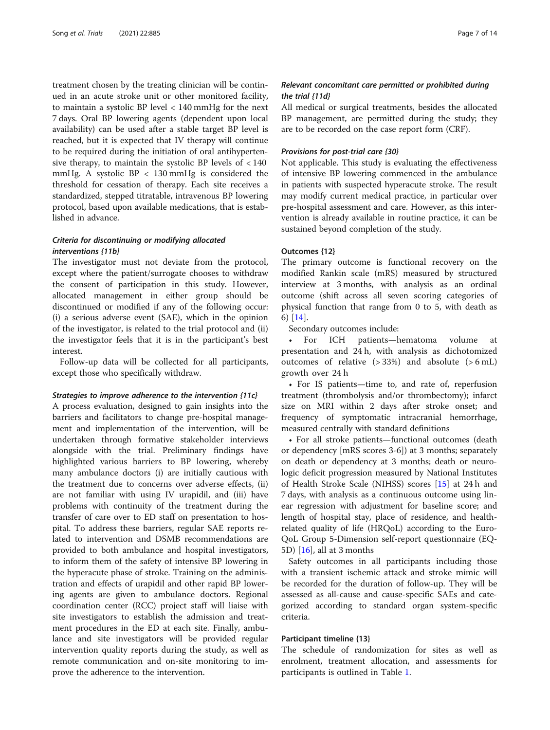treatment chosen by the treating clinician will be continued in an acute stroke unit or other monitored facility, to maintain a systolic BP level < 140 mmHg for the next 7 days. Oral BP lowering agents (dependent upon local availability) can be used after a stable target BP level is reached, but it is expected that IV therapy will continue to be required during the initiation of oral antihypertensive therapy, to maintain the systolic BP levels of < 140 mmHg. A systolic BP < 130 mmHg is considered the threshold for cessation of therapy. Each site receives a standardized, stepped titratable, intravenous BP lowering protocol, based upon available medications, that is established in advance.

#### *Criteria for discontinuing or modifying allocated interventions {11b}*

The investigator must not deviate from the protocol, except where the patient/surrogate chooses to withdraw the consent of participation in this study. However, allocated management in either group should be discontinued or modified if any of the following occur: (i) a serious adverse event (SAE), which in the opinion of the investigator, is related to the trial protocol and (ii) the investigator feels that it is in the participant's best interest.

Follow-up data will be collected for all participants, except those who specifically withdraw.

#### *Strategies to improve adherence to the intervention {11c}*

A process evaluation, designed to gain insights into the barriers and facilitators to change pre-hospital management and implementation of the intervention, will be undertaken through formative stakeholder interviews alongside with the trial. Preliminary findings have highlighted various barriers to BP lowering, whereby many ambulance doctors (i) are initially cautious with the treatment due to concerns over adverse effects, (ii) are not familiar with using IV urapidil, and (iii) have problems with continuity of the treatment during the transfer of care over to ED staff on presentation to hospital. To address these barriers, regular SAE reports related to intervention and DSMB recommendations are provided to both ambulance and hospital investigators, to inform them of the safety of intensive BP lowering in the hyperacute phase of stroke. Training on the administration and effects of urapidil and other rapid BP lowering agents are given to ambulance doctors. Regional coordination center (RCC) project staff will liaise with site investigators to establish the admission and treatment procedures in the ED at each site. Finally, ambulance and site investigators will be provided regular intervention quality reports during the study, as well as remote communication and on-site monitoring to improve the adherence to the intervention.

#### *Relevant concomitant care permitted or prohibited during the trial {11d}*

All medical or surgical treatments, besides the allocated BP management, are permitted during the study; they are to be recorded on the case report form (CRF).

#### *Provisions for post-trial care {30}*

Not applicable. This study is evaluating the effectiveness of intensive BP lowering commenced in the ambulance in patients with suspected hyperacute stroke. The result may modify current medical practice, in particular over pre-hospital assessment and care. However, as this intervention is already available in routine practice, it can be sustained beyond completion of the study.

### Outcomes {12}

The primary outcome is functional recovery on the modified Rankin scale (mRS) measured by structured interview at 3 months, with analysis as an ordinal outcome (shift across all seven scoring categories of physical function that range from 0 to 5, with death as 6) [14].

Secondary outcomes include:

- For ICH patients—hematoma volume at presentation and 24 h, with analysis as dichotomized outcomes of relative (> 33%) and absolute (> 6 mL) growth over 24 h
- For IS patients—time to, and rate of, reperfusion treatment (thrombolysis and/or thrombectomy); infarct size on MRI within 2 days after stroke onset; and frequency of symptomatic intracranial hemorrhage, measured centrally with standard definitions
- For all stroke patients—functional outcomes (death or dependency [mRS scores 3-6]) at 3 months; separately on death or dependency at 3 months; death or neurologic deficit progression measured by National Institutes of Health Stroke Scale (NIHSS) scores [15] at 24 h and 7 days, with analysis as a continuous outcome using linear regression with adjustment for baseline score; and length of hospital stay, place of residence, and health-related quality of life (HRQoL) according to the EuroQoL Group 5-Dimension self-report questionnaire (EQ-5D) [16], all at 3 months

Safety outcomes in all participants including those with a transient ischemic attack and stroke mimic will be recorded for the duration of follow-up. They will be assessed as all-cause and cause-specific SAEs and categorized according to standard organ system-specific criteria.

### Participant timeline {13}

The schedule of randomization for sites as well as enrolment, treatment allocation, and assessments for participants is outlined in Table 1.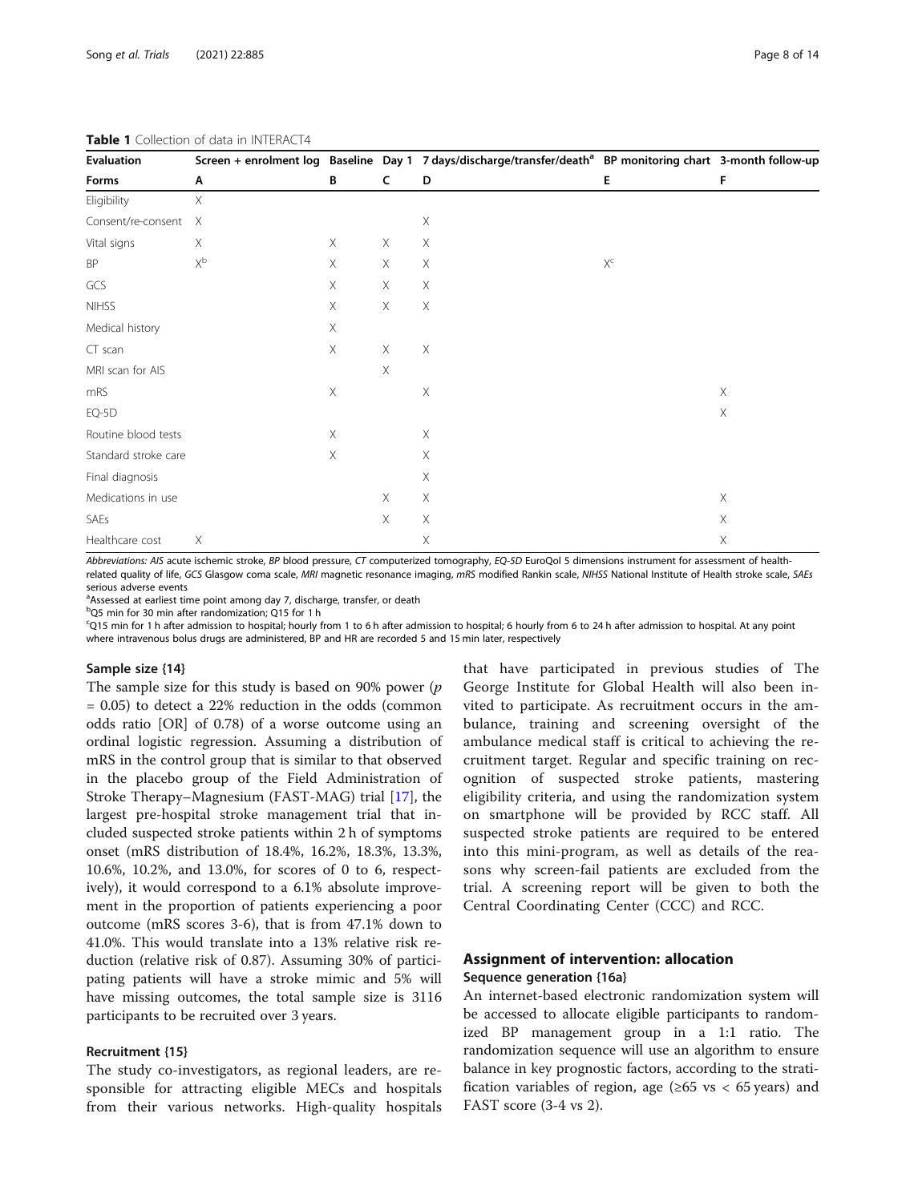**Table 1** Collection of data in INTERACT4

| Evaluation | Screen + enrolment log | Baseline | Day 1 | 7 days/discharge/transfer/death[a] | BP monitoring chart | 3-month follow-up |
|---|---|---|---|---|---|---|
| Forms | A | B | C | D | E | F |
| Eligibility | X | | | | | |
| Consent/re-consent | X | | | X | | |
| Vital signs | X | X | X | X | | |
| BP | X[b] | X | X | X | X[c] | |
| GCS | | X | X | X | | |
| NIHSS | | X | X | X | | |
| Medical history | | X | | | | |
| CT scan | | X | X | X | | |
| MRI scan for AIS | | | X | | | |
| mRS | | X | | X | | X |
| EQ-5D | | | | | | X |
| Routine blood tests | | X | | X | | |
| Standard stroke care | | X | | X | | |
| Final diagnosis | | | | X | | |
| Medications in use | | | X | X | | X |
| SAEs | | | X | X | | X |
| Healthcare cost | X | | | X | | X |

*Abbreviations: AIS* acute ischemic stroke, *BP* blood pressure, *CT* computerized tomography, *EQ-5D* EuroQol 5 dimensions instrument for assessment of health-related quality of life, *GCS* Glasgow coma scale, *MRI* magnetic resonance imaging, *mRS* modified Rankin scale, *NIHSS* National Institute of Health stroke scale, *SAEs* serious adverse events

[a]Assessed at earliest time point among day 7, discharge, transfer, or death

[b]Q5 min for 30 min after randomization; Q15 for 1 h

[c]Q15 min for 1 h after admission to hospital; hourly from 1 to 6 h after admission to hospital; 6 hourly from 6 to 24 h after admission to hospital. At any point where intravenous bolus drugs are administered, BP and HR are recorded 5 and 15 min later, respectively

#### Sample size {14}

The sample size for this study is based on 90% power ($p$ = 0.05) to detect a 22% reduction in the odds (common odds ratio [OR] of 0.78) of a worse outcome using an ordinal logistic regression. Assuming a distribution of mRS in the control group that is similar to that observed in the placebo group of the Field Administration of Stroke Therapy–Magnesium (FAST-MAG) trial [17], the largest pre-hospital stroke management trial that included suspected stroke patients within 2 h of symptoms onset (mRS distribution of 18.4%, 16.2%, 18.3%, 13.3%, 10.6%, 10.2%, and 13.0%, for scores of 0 to 6, respectively), it would correspond to a 6.1% absolute improvement in the proportion of patients experiencing a poor outcome (mRS scores 3-6), that is from 47.1% down to 41.0%. This would translate into a 13% relative risk reduction (relative risk of 0.87). Assuming 30% of participating patients will have a stroke mimic and 5% will have missing outcomes, the total sample size is 3116 participants to be recruited over 3 years.

#### Recruitment {15}

The study co-investigators, as regional leaders, are responsible for attracting eligible MECs and hospitals from their various networks. High-quality hospitals that have participated in previous studies of The George Institute for Global Health will also been invited to participate. As recruitment occurs in the ambulance, training and screening oversight of the ambulance medical staff is critical to achieving the recruitment target. Regular and specific training on recognition of suspected stroke patients, mastering eligibility criteria, and using the randomization system on smartphone will be provided by RCC staff. All suspected stroke patients are required to be entered into this mini-program, as well as details of the reasons why screen-fail patients are excluded from the trial. A screening report will be given to both the Central Coordinating Center (CCC) and RCC.

### Assignment of intervention: allocation

#### Sequence generation {16a}

An internet-based electronic randomization system will be accessed to allocate eligible participants to randomized BP management group in a 1:1 ratio. The randomization sequence will use an algorithm to ensure balance in key prognostic factors, according to the stratification variables of region, age (≥65 vs < 65 years) and FAST score (3-4 vs 2).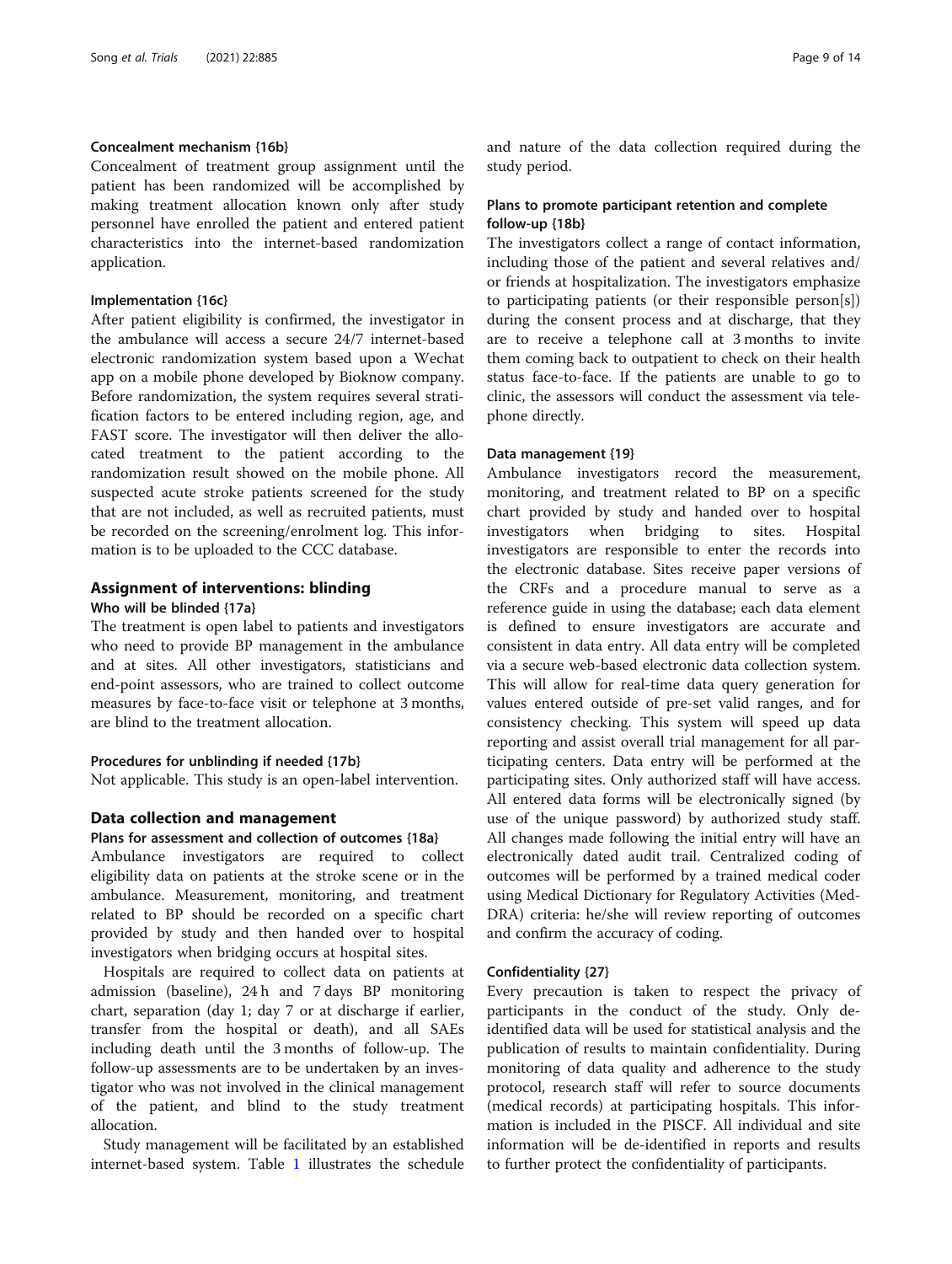#### Concealment mechanism {16b}

Concealment of treatment group assignment until the patient has been randomized will be accomplished by making treatment allocation known only after study personnel have enrolled the patient and entered patient characteristics into the internet-based randomization application.

#### Implementation {16c}

After patient eligibility is confirmed, the investigator in the ambulance will access a secure 24/7 internet-based electronic randomization system based upon a Wechat app on a mobile phone developed by Bioknow company. Before randomization, the system requires several stratification factors to be entered including region, age, and FAST score. The investigator will then deliver the allocated treatment to the patient according to the randomization result showed on the mobile phone. All suspected acute stroke patients screened for the study that are not included, as well as recruited patients, must be recorded on the screening/enrolment log. This information is to be uploaded to the CCC database.

### Assignment of interventions: blinding

#### Who will be blinded {17a}

The treatment is open label to patients and investigators who need to provide BP management in the ambulance and at sites. All other investigators, statisticians and end-point assessors, who are trained to collect outcome measures by face-to-face visit or telephone at 3 months, are blind to the treatment allocation.

#### Procedures for unblinding if needed {17b}

Not applicable. This study is an open-label intervention.

### Data collection and management

#### Plans for assessment and collection of outcomes {18a}

Ambulance investigators are required to collect eligibility data on patients at the stroke scene or in the ambulance. Measurement, monitoring, and treatment related to BP should be recorded on a specific chart provided by study and then handed over to hospital investigators when bridging occurs at hospital sites.

Hospitals are required to collect data on patients at admission (baseline), 24 h and 7 days BP monitoring chart, separation (day 1; day 7 or at discharge if earlier, transfer from the hospital or death), and all SAEs including death until the 3 months of follow-up. The follow-up assessments are to be undertaken by an investigator who was not involved in the clinical management of the patient, and blind to the study treatment allocation.

Study management will be facilitated by an established internet-based system. Table 1 illustrates the schedule and nature of the data collection required during the study period.

#### Plans to promote participant retention and complete follow-up {18b}

The investigators collect a range of contact information, including those of the patient and several relatives and/or friends at hospitalization. The investigators emphasize to participating patients (or their responsible person[s]) during the consent process and at discharge, that they are to receive a telephone call at 3 months to invite them coming back to outpatient to check on their health status face-to-face. If the patients are unable to go to clinic, the assessors will conduct the assessment via telephone directly.

#### Data management {19}

Ambulance investigators record the measurement, monitoring, and treatment related to BP on a specific chart provided by study and handed over to hospital investigators when bridging to sites. Hospital investigators are responsible to enter the records into the electronic database. Sites receive paper versions of the CRFs and a procedure manual to serve as a reference guide in using the database; each data element is defined to ensure investigators are accurate and consistent in data entry. All data entry will be completed via a secure web-based electronic data collection system. This will allow for real-time data query generation for values entered outside of pre-set valid ranges, and for consistency checking. This system will speed up data reporting and assist overall trial management for all participating centers. Data entry will be performed at the participating sites. Only authorized staff will have access. All entered data forms will be electronically signed (by use of the unique password) by authorized study staff. All changes made following the initial entry will have an electronically dated audit trail. Centralized coding of outcomes will be performed by a trained medical coder using Medical Dictionary for Regulatory Activities (MedDRA) criteria: he/she will review reporting of outcomes and confirm the accuracy of coding.

#### Confidentiality {27}

Every precaution is taken to respect the privacy of participants in the conduct of the study. Only de-identified data will be used for statistical analysis and the publication of results to maintain confidentiality. During monitoring of data quality and adherence to the study protocol, research staff will refer to source documents (medical records) at participating hospitals. This information is included in the PISCF. All individual and site information will be de-identified in reports and results to further protect the confidentiality of participants.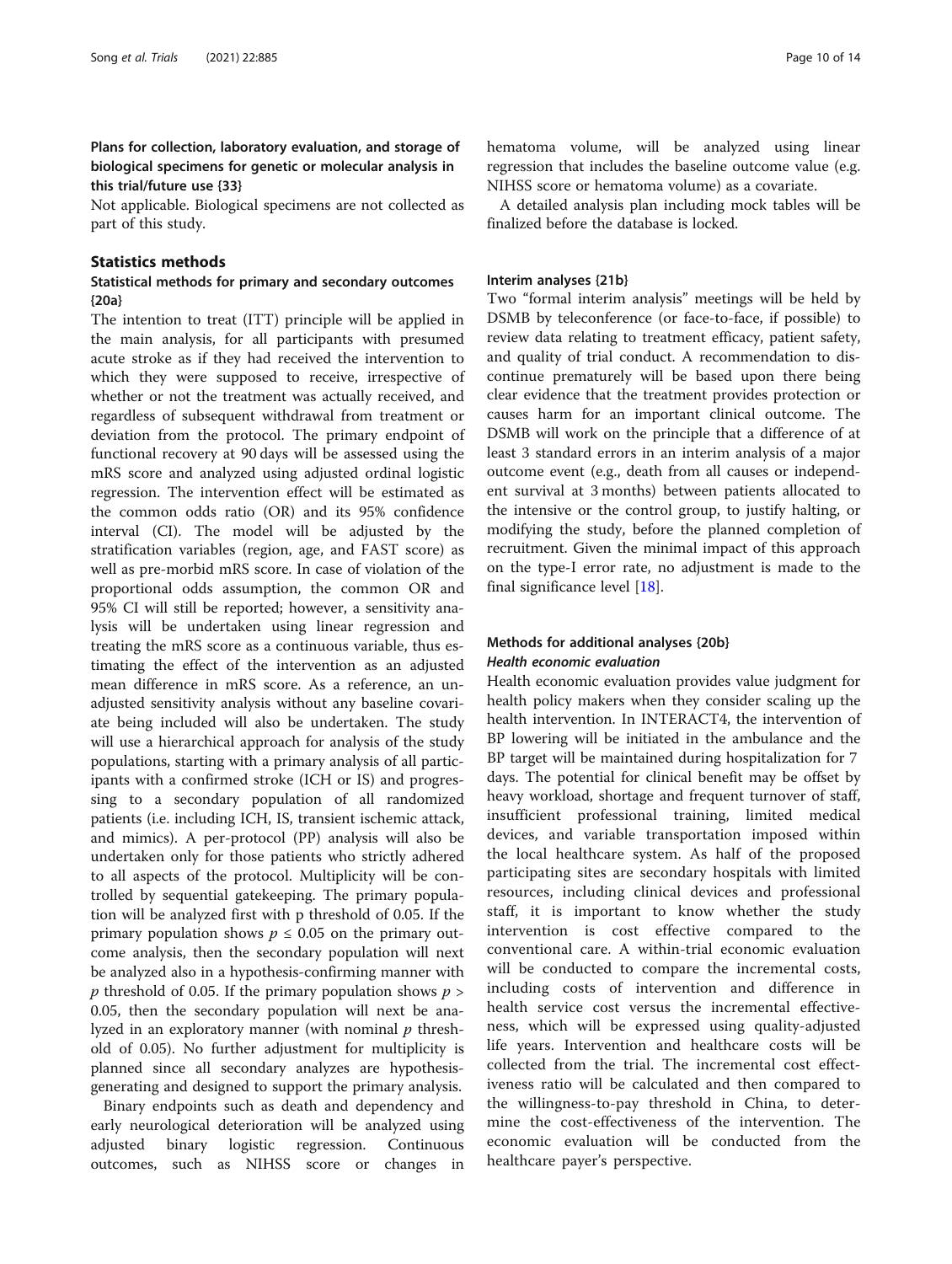### Plans for collection, laboratory evaluation, and storage of biological specimens for genetic or molecular analysis in this trial/future use {33}

Not applicable. Biological specimens are not collected as part of this study.

## Statistics methods

### Statistical methods for primary and secondary outcomes {20a}

The intention to treat (ITT) principle will be applied in the main analysis, for all participants with presumed acute stroke as if they had received the intervention to which they were supposed to receive, irrespective of whether or not the treatment was actually received, and regardless of subsequent withdrawal from treatment or deviation from the protocol. The primary endpoint of functional recovery at 90 days will be assessed using the mRS score and analyzed using adjusted ordinal logistic regression. The intervention effect will be estimated as the common odds ratio (OR) and its 95% confidence interval (CI). The model will be adjusted by the stratification variables (region, age, and FAST score) as well as pre-morbid mRS score. In case of violation of the proportional odds assumption, the common OR and 95% CI will still be reported; however, a sensitivity analysis will be undertaken using linear regression and treating the mRS score as a continuous variable, thus estimating the effect of the intervention as an adjusted mean difference in mRS score. As a reference, an unadjusted sensitivity analysis without any baseline covariate being included will also be undertaken. The study will use a hierarchical approach for analysis of the study populations, starting with a primary analysis of all participants with a confirmed stroke (ICH or IS) and progressing to a secondary population of all randomized patients (i.e. including ICH, IS, transient ischemic attack, and mimics). A per-protocol (PP) analysis will also be undertaken only for those patients who strictly adhered to all aspects of the protocol. Multiplicity will be controlled by sequential gatekeeping. The primary population will be analyzed first with p threshold of 0.05. If the primary population shows $p \leq 0.05$ on the primary outcome analysis, then the secondary population will next be analyzed also in a hypothesis-confirming manner with $p$ threshold of 0.05. If the primary population shows $p > 0.05$, then the secondary population will next be analyzed in an exploratory manner (with nominal $p$ threshold of 0.05). No further adjustment for multiplicity is planned since all secondary analyzes are hypothesis-generating and designed to support the primary analysis.

Binary endpoints such as death and dependency and early neurological deterioration will be analyzed using adjusted binary logistic regression. Continuous outcomes, such as NIHSS score or changes in hematoma volume, will be analyzed using linear regression that includes the baseline outcome value (e.g. NIHSS score or hematoma volume) as a covariate.

A detailed analysis plan including mock tables will be finalized before the database is locked.

### Interim analyses {21b}

Two "formal interim analysis" meetings will be held by DSMB by teleconference (or face-to-face, if possible) to review data relating to treatment efficacy, patient safety, and quality of trial conduct. A recommendation to discontinue prematurely will be based upon there being clear evidence that the treatment provides protection or causes harm for an important clinical outcome. The DSMB will work on the principle that a difference of at least 3 standard errors in an interim analysis of a major outcome event (e.g., death from all causes or independent survival at 3 months) between patients allocated to the intensive or the control group, to justify halting, or modifying the study, before the planned completion of recruitment. Given the minimal impact of this approach on the type-I error rate, no adjustment is made to the final significance level [18].

### Methods for additional analyses {20b}

#### *Health economic evaluation*

Health economic evaluation provides value judgment for health policy makers when they consider scaling up the health intervention. In INTERACT4, the intervention of BP lowering will be initiated in the ambulance and the BP target will be maintained during hospitalization for 7 days. The potential for clinical benefit may be offset by heavy workload, shortage and frequent turnover of staff, insufficient professional training, limited medical devices, and variable transportation imposed within the local healthcare system. As half of the proposed participating sites are secondary hospitals with limited resources, including clinical devices and professional staff, it is important to know whether the study intervention is cost effective compared to the conventional care. A within-trial economic evaluation will be conducted to compare the incremental costs, including costs of intervention and difference in health service cost versus the incremental effectiveness, which will be expressed using quality-adjusted life years. Intervention and healthcare costs will be collected from the trial. The incremental cost effectiveness ratio will be calculated and then compared to the willingness-to-pay threshold in China, to determine the cost-effectiveness of the intervention. The economic evaluation will be conducted from the healthcare payer's perspective.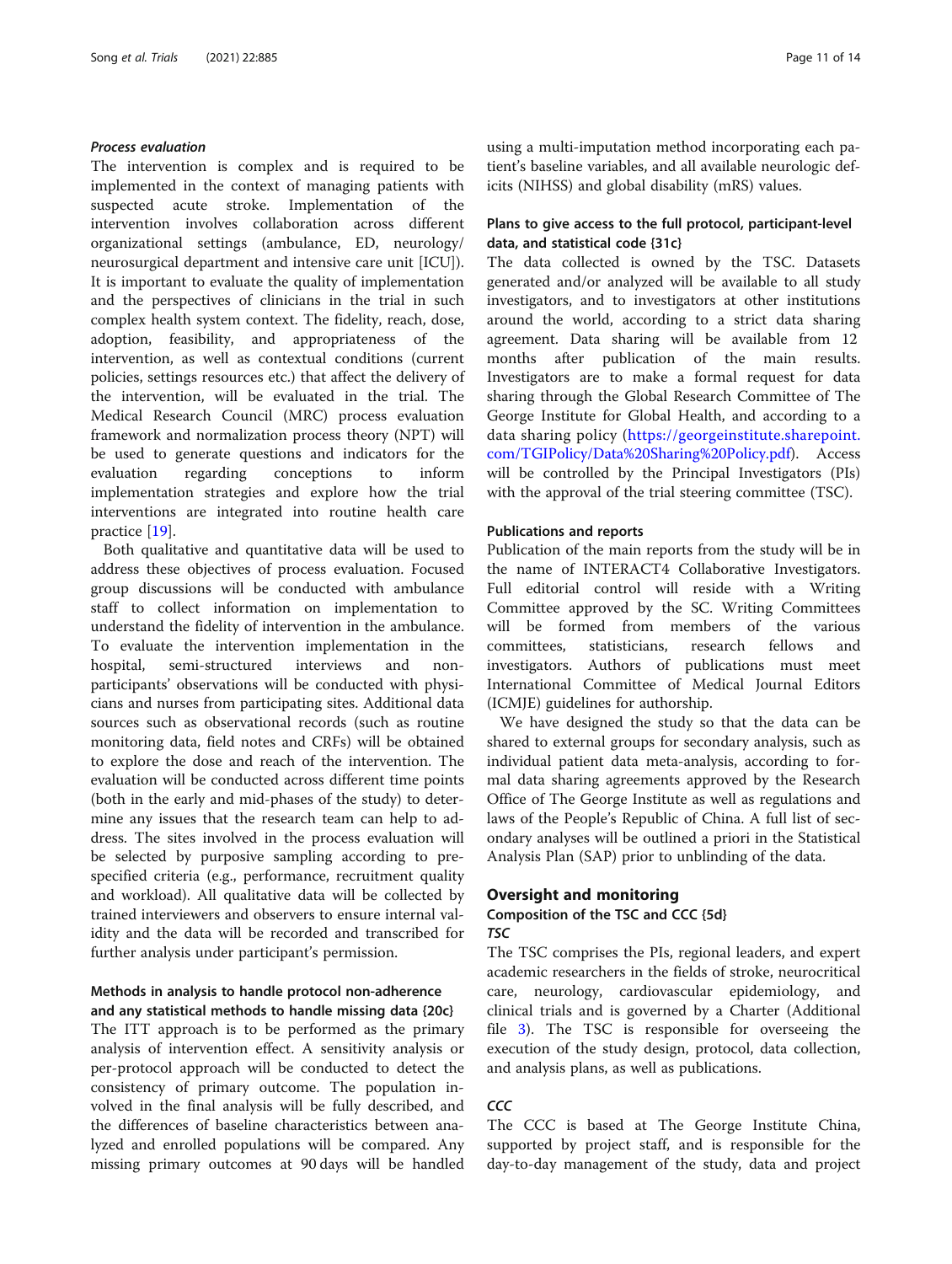#### *Process evaluation*

The intervention is complex and is required to be implemented in the context of managing patients with suspected acute stroke. Implementation of the intervention involves collaboration across different organizational settings (ambulance, ED, neurology/neurosurgical department and intensive care unit [ICU]). It is important to evaluate the quality of implementation and the perspectives of clinicians in the trial in such complex health system context. The fidelity, reach, dose, adoption, feasibility, and appropriateness of the intervention, as well as contextual conditions (current policies, settings resources etc.) that affect the delivery of the intervention, will be evaluated in the trial. The Medical Research Council (MRC) process evaluation framework and normalization process theory (NPT) will be used to generate questions and indicators for the evaluation regarding conceptions to inform implementation strategies and explore how the trial interventions are integrated into routine health care practice [19].

Both qualitative and quantitative data will be used to address these objectives of process evaluation. Focused group discussions will be conducted with ambulance staff to collect information on implementation to understand the fidelity of intervention in the ambulance. To evaluate the intervention implementation in the hospital, semi-structured interviews and non-participants' observations will be conducted with physicians and nurses from participating sites. Additional data sources such as observational records (such as routine monitoring data, field notes and CRFs) will be obtained to explore the dose and reach of the intervention. The evaluation will be conducted across different time points (both in the early and mid-phases of the study) to determine any issues that the research team can help to address. The sites involved in the process evaluation will be selected by purposive sampling according to pre-specified criteria (e.g., performance, recruitment quality and workload). All qualitative data will be collected by trained interviewers and observers to ensure internal validity and the data will be recorded and transcribed for further analysis under participant's permission.

### Methods in analysis to handle protocol non-adherence and any statistical methods to handle missing data {20c}

The ITT approach is to be performed as the primary analysis of intervention effect. A sensitivity analysis or per-protocol approach will be conducted to detect the consistency of primary outcome. The population involved in the final analysis will be fully described, and the differences of baseline characteristics between analyzed and enrolled populations will be compared. Any missing primary outcomes at 90 days will be handled using a multi-imputation method incorporating each patient's baseline variables, and all available neurologic deficits (NIHSS) and global disability (mRS) values.

### Plans to give access to the full protocol, participant-level data, and statistical code {31c}

The data collected is owned by the TSC. Datasets generated and/or analyzed will be available to all study investigators, and to investigators at other institutions around the world, according to a strict data sharing agreement. Data sharing will be available from 12 months after publication of the main results. Investigators are to make a formal request for data sharing through the Global Research Committee of The George Institute for Global Health, and according to a data sharing policy (https://georgeinstitute.sharepoint.com/TGIPolicy/Data%20Sharing%20Policy.pdf). Access will be controlled by the Principal Investigators (PIs) with the approval of the trial steering committee (TSC).

### Publications and reports

Publication of the main reports from the study will be in the name of INTERACT4 Collaborative Investigators. Full editorial control will reside with a Writing Committee approved by the SC. Writing Committees will be formed from members of the various committees, statisticians, research fellows and investigators. Authors of publications must meet International Committee of Medical Journal Editors (ICMJE) guidelines for authorship.

We have designed the study so that the data can be shared to external groups for secondary analysis, such as individual patient data meta-analysis, according to formal data sharing agreements approved by the Research Office of The George Institute as well as regulations and laws of the People's Republic of China. A full list of secondary analyses will be outlined a priori in the Statistical Analysis Plan (SAP) prior to unblinding of the data.

## Oversight and monitoring

### Composition of the TSC and CCC {5d}

#### *TSC*

The TSC comprises the PIs, regional leaders, and expert academic researchers in the fields of stroke, neurocritical care, neurology, cardiovascular epidemiology, and clinical trials and is governed by a Charter (Additional file 3). The TSC is responsible for overseeing the execution of the study design, protocol, data collection, and analysis plans, as well as publications.

#### *CCC*

The CCC is based at The George Institute China, supported by project staff, and is responsible for the day-to-day management of the study, data and project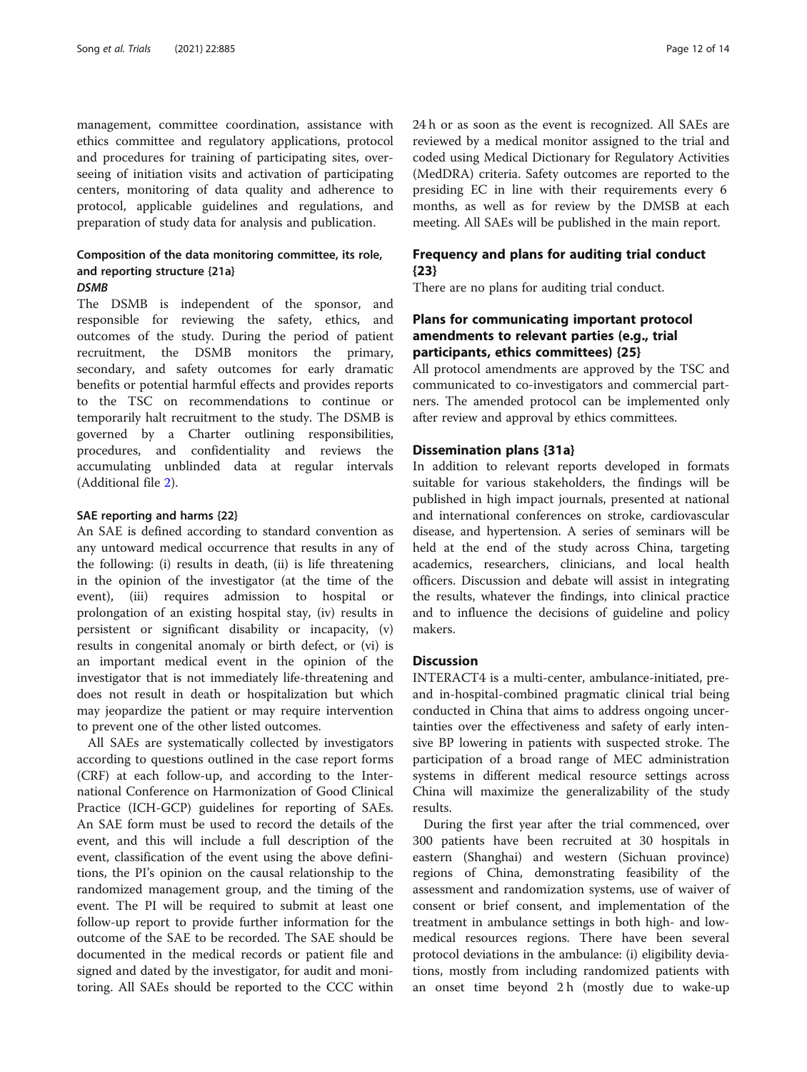management, committee coordination, assistance with ethics committee and regulatory applications, protocol and procedures for training of participating sites, overseeing of initiation visits and activation of participating centers, monitoring of data quality and adherence to protocol, applicable guidelines and regulations, and preparation of study data for analysis and publication.

### Composition of the data monitoring committee, its role, and reporting structure {21a}

#### *DSMB*

The DSMB is independent of the sponsor, and responsible for reviewing the safety, ethics, and outcomes of the study. During the period of patient recruitment, the DSMB monitors the primary, secondary, and safety outcomes for early dramatic benefits or potential harmful effects and provides reports to the TSC on recommendations to continue or temporarily halt recruitment to the study. The DSMB is governed by a Charter outlining responsibilities, procedures, and confidentiality and reviews the accumulating unblinded data at regular intervals (Additional file 2).

#### SAE reporting and harms {22}

An SAE is defined according to standard convention as any untoward medical occurrence that results in any of the following: (i) results in death, (ii) is life threatening in the opinion of the investigator (at the time of the event), (iii) requires admission to hospital or prolongation of an existing hospital stay, (iv) results in persistent or significant disability or incapacity, (v) results in congenital anomaly or birth defect, or (vi) is an important medical event in the opinion of the investigator that is not immediately life-threatening and does not result in death or hospitalization but which may jeopardize the patient or may require intervention to prevent one of the other listed outcomes.

All SAEs are systematically collected by investigators according to questions outlined in the case report forms (CRF) at each follow-up, and according to the International Conference on Harmonization of Good Clinical Practice (ICH-GCP) guidelines for reporting of SAEs. An SAE form must be used to record the details of the event, and this will include a full description of the event, classification of the event using the above definitions, the PI's opinion on the causal relationship to the randomized management group, and the timing of the event. The PI will be required to submit at least one follow-up report to provide further information for the outcome of the SAE to be recorded. The SAE should be documented in the medical records or patient file and signed and dated by the investigator, for audit and monitoring. All SAEs should be reported to the CCC within 24 h or as soon as the event is recognized. All SAEs are reviewed by a medical monitor assigned to the trial and coded using Medical Dictionary for Regulatory Activities (MedDRA) criteria. Safety outcomes are reported to the presiding EC in line with their requirements every 6 months, as well as for review by the DMSB at each meeting. All SAEs will be published in the main report.

### Frequency and plans for auditing trial conduct {23}

There are no plans for auditing trial conduct.

### Plans for communicating important protocol amendments to relevant parties (e.g., trial participants, ethics committees) {25}

All protocol amendments are approved by the TSC and communicated to co-investigators and commercial partners. The amended protocol can be implemented only after review and approval by ethics committees.

### Dissemination plans {31a}

In addition to relevant reports developed in formats suitable for various stakeholders, the findings will be published in high impact journals, presented at national and international conferences on stroke, cardiovascular disease, and hypertension. A series of seminars will be held at the end of the study across China, targeting academics, researchers, clinicians, and local health officers. Discussion and debate will assist in integrating the results, whatever the findings, into clinical practice and to influence the decisions of guideline and policy makers.

## Discussion

INTERACT4 is a multi-center, ambulance-initiated, pre- and in-hospital-combined pragmatic clinical trial being conducted in China that aims to address ongoing uncertainties over the effectiveness and safety of early intensive BP lowering in patients with suspected stroke. The participation of a broad range of MEC administration systems in different medical resource settings across China will maximize the generalizability of the study results.

During the first year after the trial commenced, over 300 patients have been recruited at 30 hospitals in eastern (Shanghai) and western (Sichuan province) regions of China, demonstrating feasibility of the assessment and randomization systems, use of waiver of consent or brief consent, and implementation of the treatment in ambulance settings in both high- and low-medical resources regions. There have been several protocol deviations in the ambulance: (i) eligibility deviations, mostly from including randomized patients with an onset time beyond 2 h (mostly due to wake-up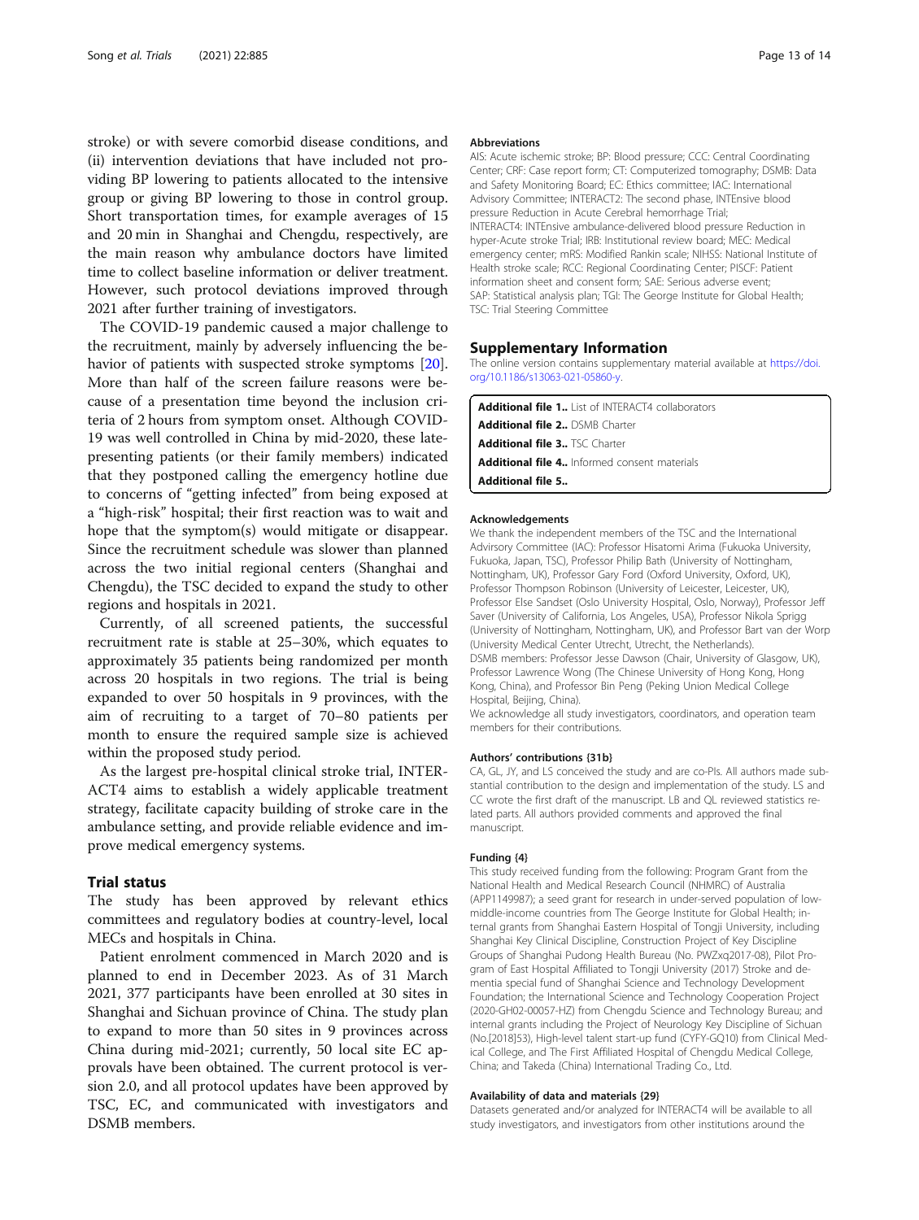stroke) or with severe comorbid disease conditions, and (ii) intervention deviations that have included not providing BP lowering to patients allocated to the intensive group or giving BP lowering to those in control group. Short transportation times, for example averages of 15 and 20 min in Shanghai and Chengdu, respectively, are the main reason why ambulance doctors have limited time to collect baseline information or deliver treatment. However, such protocol deviations improved through 2021 after further training of investigators.

The COVID-19 pandemic caused a major challenge to the recruitment, mainly by adversely influencing the behavior of patients with suspected stroke symptoms [20]. More than half of the screen failure reasons were because of a presentation time beyond the inclusion criteria of 2 hours from symptom onset. Although COVID-19 was well controlled in China by mid-2020, these late-presenting patients (or their family members) indicated that they postponed calling the emergency hotline due to concerns of "getting infected" from being exposed at a "high-risk" hospital; their first reaction was to wait and hope that the symptom(s) would mitigate or disappear. Since the recruitment schedule was slower than planned across the two initial regional centers (Shanghai and Chengdu), the TSC decided to expand the study to other regions and hospitals in 2021.

Currently, of all screened patients, the successful recruitment rate is stable at 25–30%, which equates to approximately 35 patients being randomized per month across 20 hospitals in two regions. The trial is being expanded to over 50 hospitals in 9 provinces, with the aim of recruiting to a target of 70–80 patients per month to ensure the required sample size is achieved within the proposed study period.

As the largest pre-hospital clinical stroke trial, INTERACT4 aims to establish a widely applicable treatment strategy, facilitate capacity building of stroke care in the ambulance setting, and provide reliable evidence and improve medical emergency systems.

## Trial status

The study has been approved by relevant ethics committees and regulatory bodies at country-level, local MECs and hospitals in China.

Patient enrolment commenced in March 2020 and is planned to end in December 2023. As of 31 March 2021, 377 participants have been enrolled at 30 sites in Shanghai and Sichuan province of China. The study plan to expand to more than 50 sites in 9 provinces across China during mid-2021; currently, 50 local site EC approvals have been obtained. The current protocol is version 2.0, and all protocol updates have been approved by TSC, EC, and communicated with investigators and DSMB members.

#### Abbreviations

AIS: Acute ischemic stroke; BP: Blood pressure; CCC: Central Coordinating Center; CRF: Case report form; CT: Computerized tomography; DSMB: Data and Safety Monitoring Board; EC: Ethics committee; IAC: International Advisory Committee; INTERACT2: The second phase, INTEnsive blood pressure Reduction in Acute Cerebral hemorrhage Trial; INTERACT4: INTEnsive ambulance-delivered blood pressure Reduction in hyper-Acute stroke Trial; IRB: Institutional review board; MEC: Medical emergency center; mRS: Modified Rankin scale; NIHSS: National Institute of Health stroke scale; RCC: Regional Coordinating Center; PISCF: Patient information sheet and consent form; SAE: Serious adverse event; SAP: Statistical analysis plan; TGI: The George Institute for Global Health; TSC: Trial Steering Committee

## Supplementary Information

The online version contains supplementary material available at https://doi.org/10.1186/s13063-021-05860-y.

**Additional file 1.** List of INTERACT4 collaborators
**Additional file 2.** DSMB Charter
**Additional file 3.** TSC Charter
**Additional file 4.** Informed consent materials
**Additional file 5.**

#### Acknowledgements

We thank the independent members of the TSC and the International Advisory Committee (IAC): Professor Hisatomi Arima (Fukuoka University, Fukuoka, Japan, TSC), Professor Philip Bath (University of Nottingham, Nottingham, UK), Professor Gary Ford (Oxford University, Oxford, UK), Professor Thompson Robinson (University of Leicester, Leicester, UK), Professor Else Sandset (Oslo University Hospital, Oslo, Norway), Professor Jeff Saver (University of California, Los Angeles, USA), Professor Nikola Sprigg (University of Nottingham, Nottingham, UK), and Professor Bart van der Worp (University Medical Center Utrecht, Utrecht, the Netherlands).
DSMB members: Professor Jesse Dawson (Chair, University of Glasgow, UK), Professor Lawrence Wong (The Chinese University of Hong Kong, Hong Kong, China), and Professor Bin Peng (Peking Union Medical College Hospital, Beijing, China).
We acknowledge all study investigators, coordinators, and operation team members for their contributions.

#### Authors' contributions {31b}

CA, GL, JY, and LS conceived the study and are co-PIs. All authors made substantial contribution to the design and implementation of the study. LS and CC wrote the first draft of the manuscript. LB and QL reviewed statistics related parts. All authors provided comments and approved the final manuscript.

#### Funding {4}

This study received funding from the following: Program Grant from the National Health and Medical Research Council (NHMRC) of Australia (APP1149987); a seed grant for research in under-served population of low-middle-income countries from The George Institute for Global Health; internal grants from Shanghai Eastern Hospital of Tongji University, including Shanghai Key Clinical Discipline, Construction Project of Key Discipline Groups of Shanghai Pudong Health Bureau (No. PWZxq2017-08), Pilot Program of East Hospital Affiliated to Tongji University (2017) Stroke and dementia special fund of Shanghai Science and Technology Development Foundation; the International Science and Technology Cooperation Project (2020-GH02-00057-HZ) from Chengdu Science and Technology Bureau; and internal grants including the Project of Neurology Key Discipline of Sichuan (No.[2018]53), High-level talent start-up fund (CYFY-GQ10) from Clinical Medical College, and The First Affiliated Hospital of Chengdu Medical College, China; and Takeda (China) International Trading Co., Ltd.

#### Availability of data and materials {29}

Datasets generated and/or analyzed for INTERACT4 will be available to all study investigators, and investigators from other institutions around the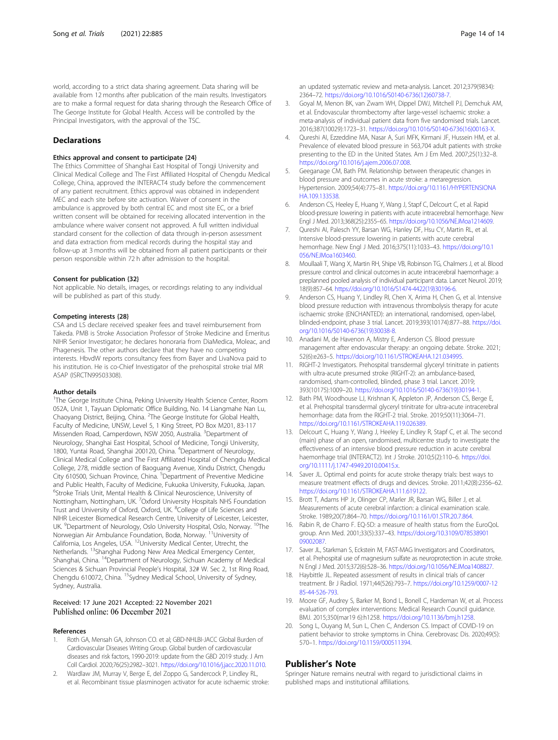world, according to a strict data sharing agreement. Data sharing will be available from 12 months after publication of the main results. Investigators are to make a formal request for data sharing through the Research Office of The George Institute for Global Health. Access will be controlled by the Principal Investigators, with the approval of the TSC.

## Declarations

### Ethics approval and consent to participate {24}

The Ethics Committee of Shanghai East Hospital of Tongji University and Clinical Medical College and The First Affiliated Hospital of Chengdu Medical College, China, approved the INTERACT4 study before the commencement of any patient recruitment. Ethics approval was obtained in independent MEC and each site before site activation. Waiver of consent in the ambulance is approved by both central EC and most site EC, or a brief written consent will be obtained for receiving allocated intervention in the ambulance where waiver consent not approved. A full written individual standard consent for the collection of data through in-person assessment and data extraction from medical records during the hospital stay and follow-up at 3 months will be obtained from all patient participants or their person responsible within 72 h after admission to the hospital.

### Consent for publication {32}

Not applicable. No details, images, or recordings relating to any individual will be published as part of this study.

### Competing interests {28}

CSA and LS declare received speaker fees and travel reimbursement from Takeda. PMB is Stroke Association Professor of Stroke Medicine and Emeritus NIHR Senior Investigator; he declares honoraria from DiaMedica, Moleac, and Phagenesis. The other authors declare that they have no competing interests. HbvdW reports consultancy fees from Bayer and LivaNova paid to his institution. He is co-Chief Investigator of the prehospital stroke trial MR ASAP (ISRCTN99503308).

### Author details

[1]The George Institute China, Peking University Health Science Center, Room 052A, Unit 1, Tayuan Diplomatic Office Building, No. 14 Liangmahe Nan Lu, Chaoyang District, Beijing, China. [2]The George Institute for Global Health, Faculty of Medicine, UNSW, Level 5, 1 King Street, PO Box M201, 83-117 Missenden Road, Camperdown, NSW 2050, Australia. [3]Department of Neurology, Shanghai East Hospital, School of Medicine, Tongji University, 1800, Yuntai Road, Shanghai 200120, China. [4]Department of Neurology, Clinical Medical College and The First Affiliated Hospital of Chengdu Medical College, 278, middle section of Baoguang Avenue, Xindu District, Chengdu City 610500, Sichuan Province, China. [5]Department of Preventive Medicine and Public Health, Faculty of Medicine, Fukuoka University, Fukuoka, Japan. [6]Stroke Trials Unit, Mental Health & Clinical Neuroscience, University of Nottingham, Nottingham, UK. [7]Oxford University Hospitals NHS Foundation Trust and University of Oxford, Oxford, UK. [8]College of Life Sciences and NIHR Leicester Biomedical Research Centre, University of Leicester, Leicester, UK. [9]Department of Neurology, Oslo University Hospital, Oslo, Norway. [10]The Norwegian Air Ambulance Foundation, Bodø, Norway. [11]University of California, Los Angeles, USA. [12]University Medical Center, Utrecht, the Netherlands. [13]Shanghai Pudong New Area Medical Emergency Center, Shanghai, China. [14]Department of Neurology, Sichuan Academy of Medical Sciences & Sichuan Provincial People's Hospital, 32# W. Sec 2, 1st Ring Road, Chengdu 610072, China. [15]Sydney Medical School, University of Sydney, Sydney, Australia.

Received: 17 June 2021 Accepted: 22 November 2021
Published online: 06 December 2021

### References

1. Roth GA, Mensah GA, Johnson CO. et al; GBD-NHLBI-JACC Global Burden of Cardiovascular Diseases Writing Group. Global burden of cardiovascular diseases and risk factors, 1990-2019: update from the GBD 2019 study. J Am Coll Cardiol. 2020;76(25):2982–3021. https://doi.org/10.1016/j.jacc.2020.11.010.
2. Wardlaw JM, Murray V, Berge E, del Zoppo G, Sandercock P, Lindley RL, et al. Recombinant tissue plasminogen activator for acute ischaemic stroke: an updated systematic review and meta-analysis. Lancet. 2012;379(9834): 2364–72. https://doi.org/10.1016/S0140-6736(12)60738-7.
3. Goyal M, Menon BK, van Zwam WH, Dippel DWJ, Mitchell PJ, Demchuk AM, et al. Endovascular thrombectomy after large-vessel ischaemic stroke: a meta-analysis of individual patient data from five randomised trials. Lancet. 2016;387(10029):1723–31. https://doi.org/10.1016/S0140-6736(16)00163-X.
4. Qureshi AI, Ezzeddine MA, Nasar A, Suri MFK, Kirmani JF, Hussein HM, et al. Prevalence of elevated blood pressure in 563,704 adult patients with stroke presenting to the ED in the United States. Am J Em Med. 2007;25(1):32–8. https://doi.org/10.1016/j.ajem.2006.07.008.
5. Geeganage CM, Bath PM. Relationship between therapeutic changes in blood pressure and outcomes in acute stroke: a metaregression. Hypertension. 2009;54(4):775–81. https://doi.org/10.1161/HYPERTENSIONAHA.109.133538.
6. Anderson CS, Heeley E, Huang Y, Wang J, Stapf C, Delcourt C, et al. Rapid blood-pressure lowering in patients with acute intracerebral hemorrhage. New Engl J Med. 2013;368(25):2355–65. https://doi.org/10.1056/NEJMoa1214609.
7. Qureshi AI, Palesch YY, Barsan WG, Hanley DF, Hsu CY, Martin RL, et al. Intensive blood-pressure lowering in patients with acute cerebral hemorrhage. New Engl J Med. 2016;375(11):1033–43. https://doi.org/10.1056/NEJMoa1603460.
8. Moullaali T, Wang X, Martin RH, Shipe VB, Robinson TG, Chalmers J, et al. Blood pressure control and clinical outcomes in acute intracerebral haemorrhage: a preplanned pooled analysis of individual participant data. Lancet Neurol. 2019; 18(9):857–64. https://doi.org/10.1016/S1474-4422(19)30196-6.
9. Anderson CS, Huang Y, Lindley RI, Chen X, Arima H, Chen G, et al. Intensive blood pressure reduction with intravenous thrombolysis therapy for acute ischaemic stroke (ENCHANTED): an international, randomised, open-label, blinded-endpoint, phase 3 trial. Lancet. 2019;393(10174):877–88. https://doi.org/10.1016/S0140-6736(19)30038-8.
10. Anadani M, de Havenon A, Mistry E, Anderson CS. Blood pressure management after endovascular therapy: an ongoing debate. Stroke. 2021; 52(6):e263–5. https://doi.org/10.1161/STROKEAHA.121.034995.
11. RIGHT-2 Investigators. Prehospital transdermal glyceryl trinitrate in patients with ultra-acute presumed stroke (RIGHT-2): an ambulance-based, randomised, sham-controlled, blinded, phase 3 trial. Lancet. 2019; 393(10175):1009–20. https://doi.org/10.1016/S0140-6736(19)30194-1.
12. Bath PM, Woodhouse LJ, Krishnan K, Appleton JP, Anderson CS, Berge E, et al. Prehospital transdermal glyceryl trinitrate for acute intracerebral hemorrhage: data from the RIGHT-2 trial. Stroke. 2019;50(11):3064–71. https://doi.org/10.1161/STROKEAHA.119.026389.
13. Delcourt C, Huang Y, Wang J, Heeley E, Lindley R, Stapf C, et al. The second (main) phase of an open, randomised, multicentre study to investigate the effectiveness of an intensive blood pressure reduction in acute cerebral haemorrhage trial (INTERACT2). Int J Stroke. 2010;5(2):110–6. https://doi.org/10.1111/j.1747-4949.2010.00415.x.
14. Saver JL. Optimal end points for acute stroke therapy trials: best ways to measure treatment effects of drugs and devices. Stroke. 2011;42(8):2356–62. https://doi.org/10.1161/STROKEAHA.111.619122.
15. Brott T, Adams HP Jr, Olinger CP, Marler JR, Barsan WG, Biller J, et al. Measurements of acute cerebral infarction: a clinical examination scale. Stroke. 1989;20(7):864–70. https://doi.org/10.1161/01.STR.20.7.864.
16. Rabin R, de Charro F. EQ-5D: a measure of health status from the EuroQoL group. Ann Med. 2001;33(5):337–43. https://doi.org/10.3109/07853890109002087.
17. Saver JL, Starkman S, Eckstein M, FAST-MAG Investigators and Coordinators, et al. Prehospital use of magnesium sulfate as neuroprotection in acute stroke. N Engl J Med. 2015;372(6):528–36. https://doi.org/10.1056/NEJMoa1408827.
18. Haybittle JL. Repeated assessment of results in clinical trials of cancer treatment. Br J Radiol. 1971;44(526):793–7. https://doi.org/10.1259/0007-1285-44-526-793.
19. Moore GF, Audrey S, Barker M, Bond L, Bonell C, Hardeman W, et al. Process evaluation of complex interventions: Medical Research Council guidance. BMJ. 2015;350(mar19 6):h1258. https://doi.org/10.1136/bmj.h1258.
20. Song L, Ouyang M, Sun L, Chen C, Anderson CS. Impact of COVID-19 on patient behavior to stroke symptoms in China. Cerebrovasc Dis. 2020;49(5): 570–1. https://doi.org/10.1159/000511394.

## Publisher's Note

Springer Nature remains neutral with regard to jurisdictional claims in published maps and institutional affiliations.